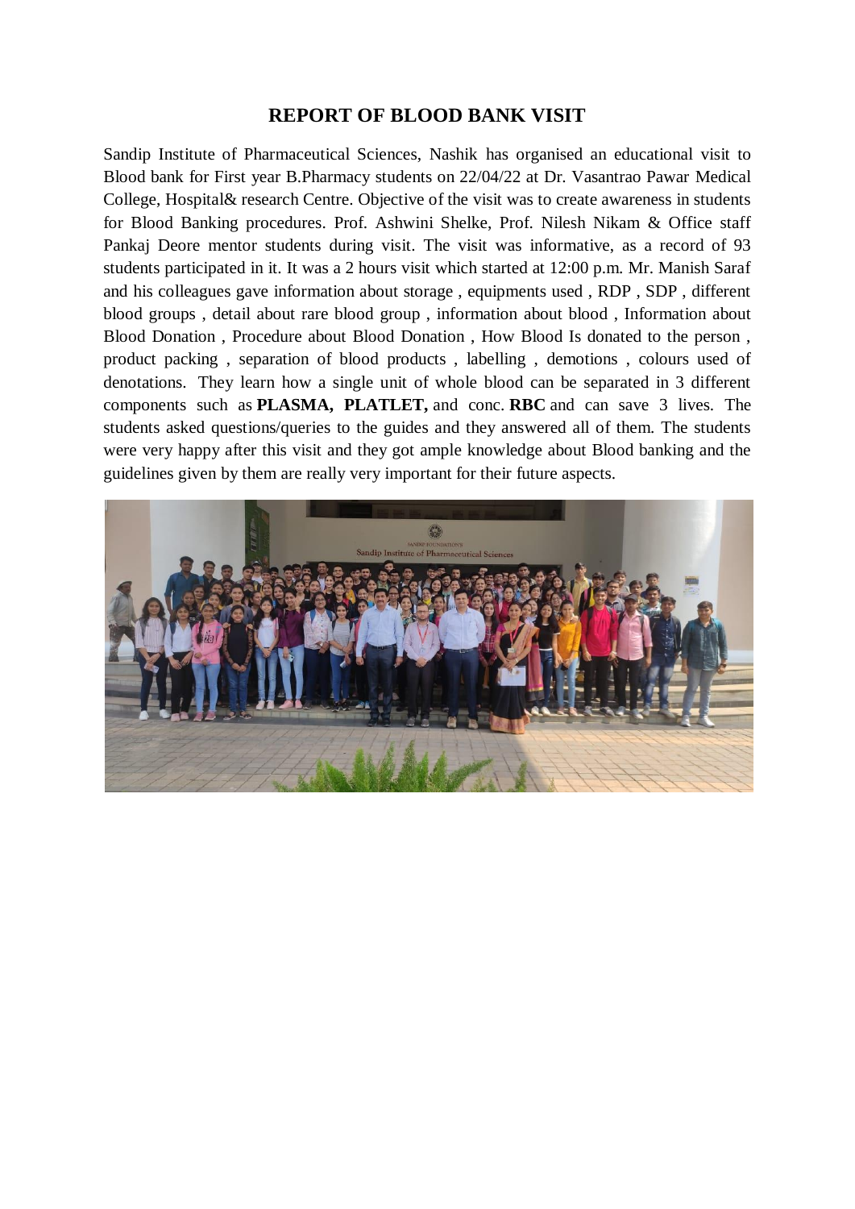# REPORT OF BLOOD BANK VISIT

Sandip Institute of Pharmaceutical Sciences, Nashik has organised an educational visit to Blood bank for First year B.Pharmacy students on 22/04/22 at Dr. Vasantrao Pawar Medical College, Hospital& research Centre. Objective of the visit was to create awareness in students for Blood Banking procedures. Prof. Ashwini Shelke, Prof. Nilesh Nikam & Office staff Pankaj Deore mentor students during visit. The visit was informative, as a record of 93 students participated in it. It was a 2 hours visit which started at 12:00 p.m. Mr. Manish Saraf and his colleagues gave information about storage , equipments used , RDP , SDP , different blood groups , detail about rare blood group , information about blood , Information about Blood Donation , Procedure about Blood Donation , How Blood Is donated to the person , product packing , separation of blood products , labelling , demotions , colours used of denotations. They learn how a single unit of whole blood can be separated in 3 different components such as **PLASMA, PLATLET,** and conc. **RBC** and can save 3 lives. The students asked questions/queries to the guides and they answered all of them. The students were very happy after this visit and they got ample knowledge about Blood banking and the guidelines given by them are really very important for their future aspects.